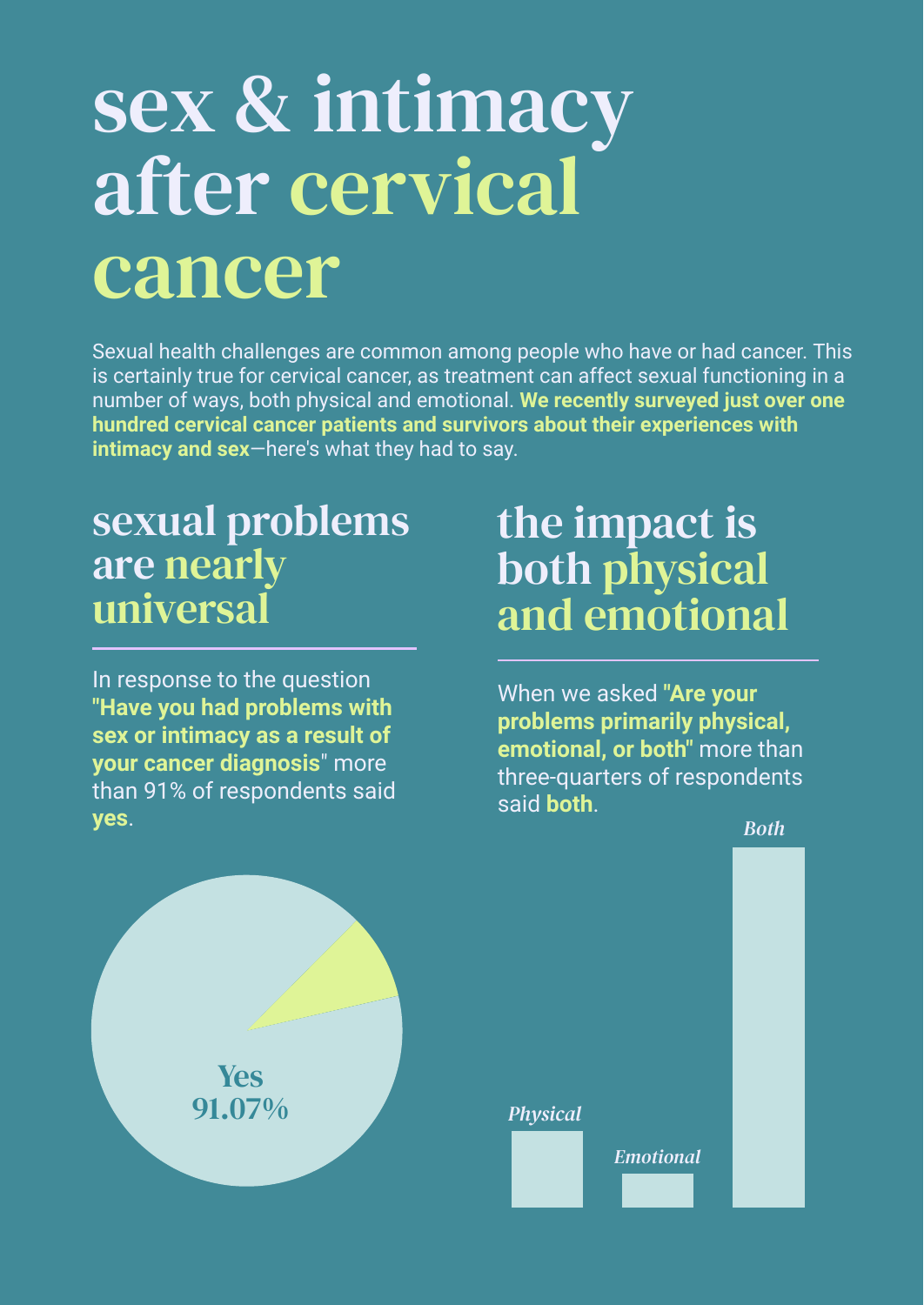# sex & intimacy after cervical cancer

Sexual health challenges are common among people who have or had cancer. This is certainly true for cervical cancer, as treatment can affect sexual functioning in a number of ways, both physical and emotional. **We recently surveyed just over one hundred cervical cancer patients and survivors about their experiences with intimacy and sex**—here's what they had to say.

## sexual problems are nearly universal

In response to the question "**Have you had problems with sex or intimacy as a result of your cancer diagnosis**" more than 91% of respondents said **yes**.

Yes
91.07%

## the impact is both physical and emotional

When we asked "**Are your problems primarily physical, emotional, or both**" more than three-quarters of respondents said **both**.

*Physical*

*Emotional*

*Both*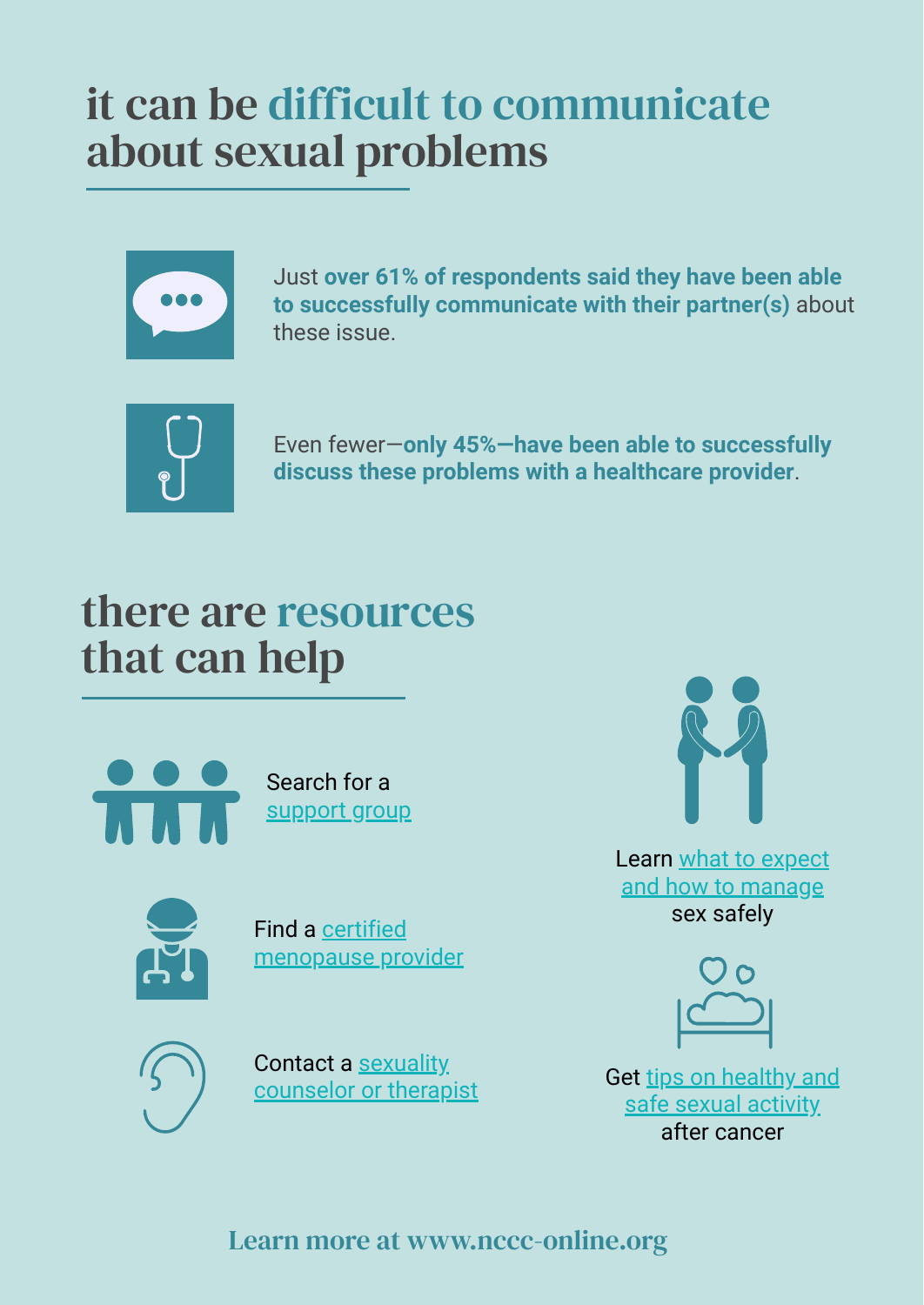# it can be difficult to communicate about sexual problems

Just **over 61% of respondents said they have been able to successfully communicate with their partner(s)** about these issue.

Even fewer—**only 45%—have been able to successfully discuss these problems with a healthcare provider**.

# there are resources that can help

Search for a support group

Find a certified menopause provider

Contact a sexuality counselor or therapist

Learn what to expect and how to manage sex safely

Get tips on healthy and safe sexual activity after cancer

**Learn more at www.nccc-online.org**